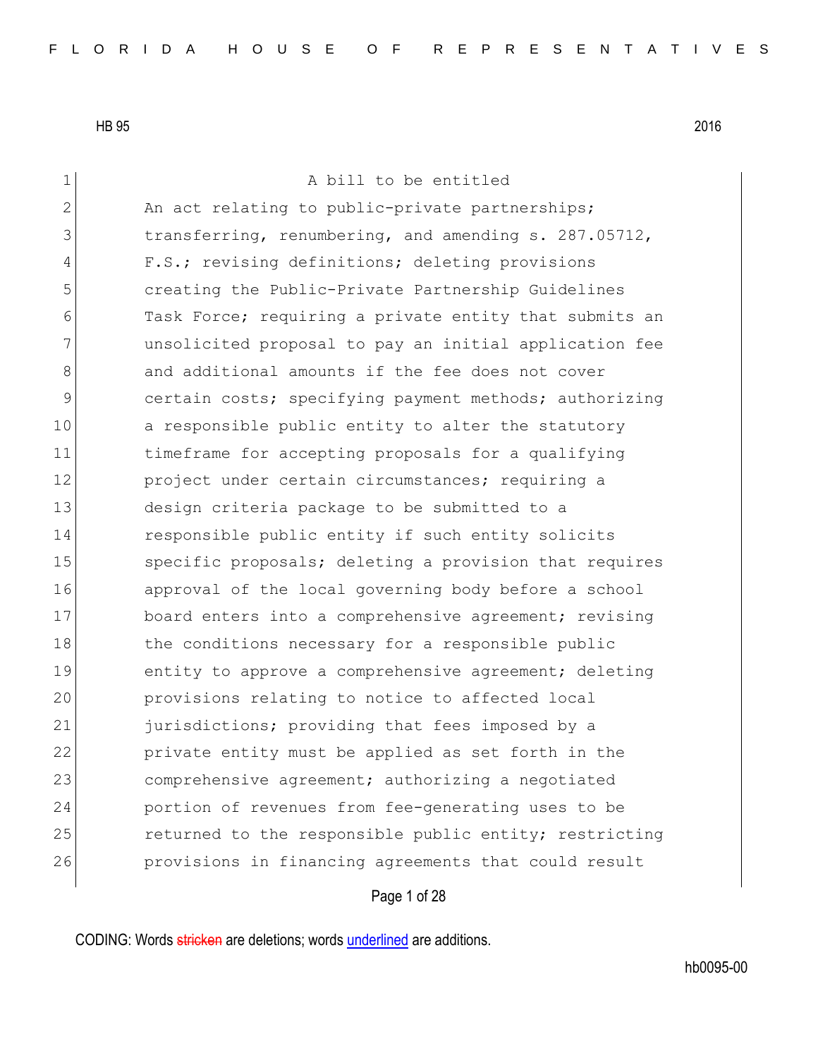HB 95 2016

A bill to be entitled

An act relating to public-private partnerships; transferring, renumbering, and amending s. 287.05712, F.S.; revising definitions; deleting provisions creating the Public-Private Partnership Guidelines Task Force; requiring a private entity that submits an unsolicited proposal to pay an initial application fee and additional amounts if the fee does not cover certain costs; specifying payment methods; authorizing a responsible public entity to alter the statutory timeframe for accepting proposals for a qualifying project under certain circumstances; requiring a design criteria package to be submitted to a responsible public entity if such entity solicits specific proposals; deleting a provision that requires approval of the local governing body before a school board enters into a comprehensive agreement; revising the conditions necessary for a responsible public entity to approve a comprehensive agreement; deleting provisions relating to notice to affected local jurisdictions; providing that fees imposed by a private entity must be applied as set forth in the comprehensive agreement; authorizing a negotiated portion of revenues from fee-generating uses to be returned to the responsible public entity; restricting provisions in financing agreements that could result

CODING: Words stricken are deletions; words underlined are additions.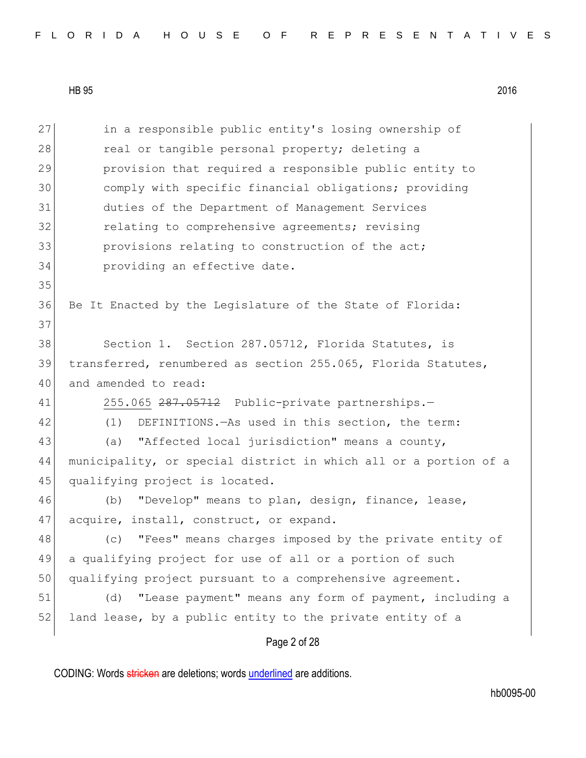in a responsible public entity's losing ownership of real or tangible personal property; deleting a provision that required a responsible public entity to comply with specific financial obligations; providing duties of the Department of Management Services relating to comprehensive agreements; revising provisions relating to construction of the act; providing an effective date.

Be It Enacted by the Legislature of the State of Florida:

Section 1. Section 287.05712, Florida Statutes, is transferred, renumbered as section 255.065, Florida Statutes, and amended to read:

255.065 ~~287.05712~~ Public-private partnerships.—

(1) DEFINITIONS.—As used in this section, the term:

(a) "Affected local jurisdiction" means a county, municipality, or special district in which all or a portion of a qualifying project is located.

(b) "Develop" means to plan, design, finance, lease, acquire, install, construct, or expand.

(c) "Fees" means charges imposed by the private entity of a qualifying project for use of all or a portion of such qualifying project pursuant to a comprehensive agreement.

(d) "Lease payment" means any form of payment, including a land lease, by a public entity to the private entity of a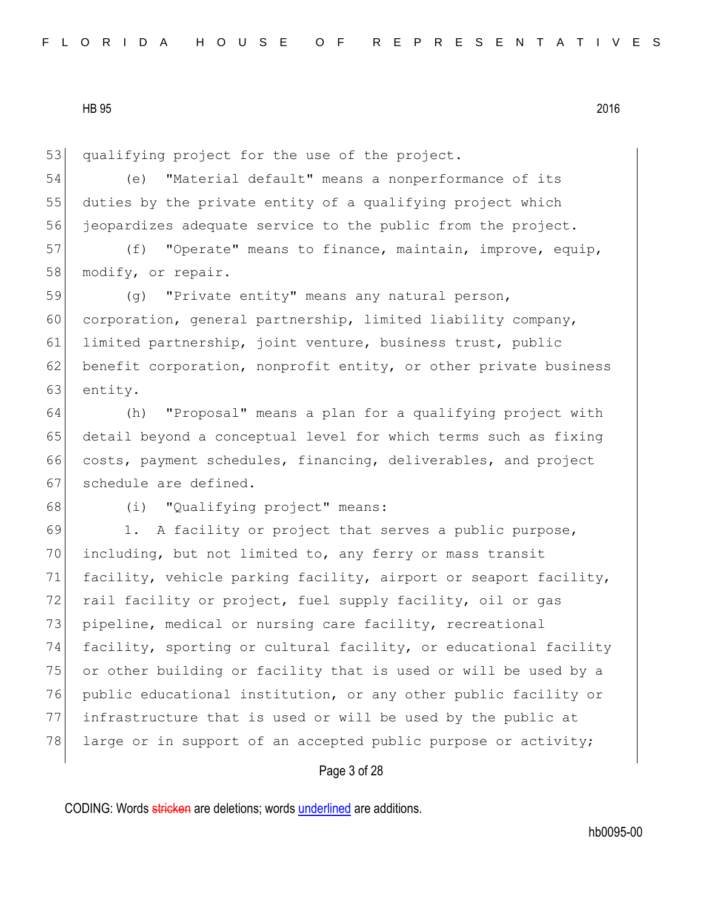qualifying project for the use of the project.

(e) "Material default" means a nonperformance of its duties by the private entity of a qualifying project which jeopardizes adequate service to the public from the project.

(f) "Operate" means to finance, maintain, improve, equip, modify, or repair.

(g) "Private entity" means any natural person, corporation, general partnership, limited liability company, limited partnership, joint venture, business trust, public benefit corporation, nonprofit entity, or other private business entity.

(h) "Proposal" means a plan for a qualifying project with detail beyond a conceptual level for which terms such as fixing costs, payment schedules, financing, deliverables, and project schedule are defined.

(i) "Qualifying project" means:

1. A facility or project that serves a public purpose, including, but not limited to, any ferry or mass transit facility, vehicle parking facility, airport or seaport facility, rail facility or project, fuel supply facility, oil or gas pipeline, medical or nursing care facility, recreational facility, sporting or cultural facility, or educational facility or other building or facility that is used or will be used by a public educational institution, or any other public facility or infrastructure that is used or will be used by the public at large or in support of an accepted public purpose or activity;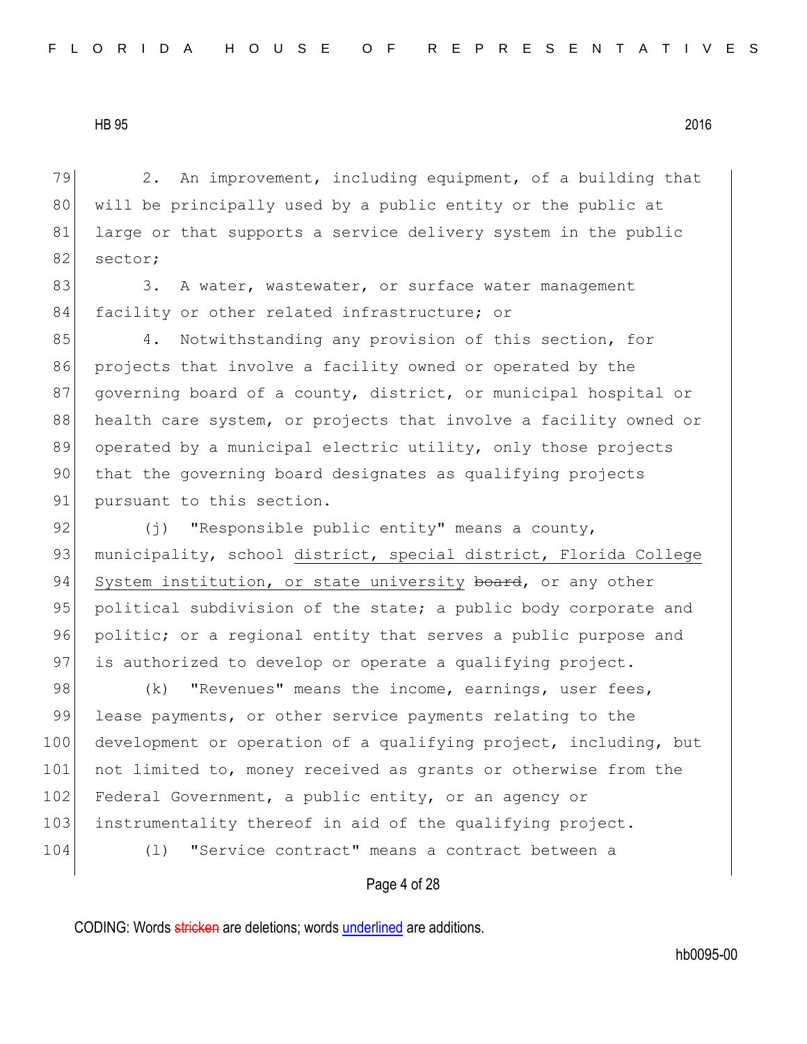2. An improvement, including equipment, of a building that will be principally used by a public entity or the public at large or that supports a service delivery system in the public sector;

3. A water, wastewater, or surface water management facility or other related infrastructure; or

4. Notwithstanding any provision of this section, for projects that involve a facility owned or operated by the governing board of a county, district, or municipal hospital or health care system, or projects that involve a facility owned or operated by a municipal electric utility, only those projects that the governing board designates as qualifying projects pursuant to this section.

(j) "Responsible public entity" means a county, municipality, school <u>district, special district, Florida College System institution, or state university</u> ~~board~~, or any other political subdivision of the state; a public body corporate and politic; or a regional entity that serves a public purpose and is authorized to develop or operate a qualifying project.

(k) "Revenues" means the income, earnings, user fees, lease payments, or other service payments relating to the development or operation of a qualifying project, including, but not limited to, money received as grants or otherwise from the Federal Government, a public entity, or an agency or instrumentality thereof in aid of the qualifying project.

(l) "Service contract" means a contract between a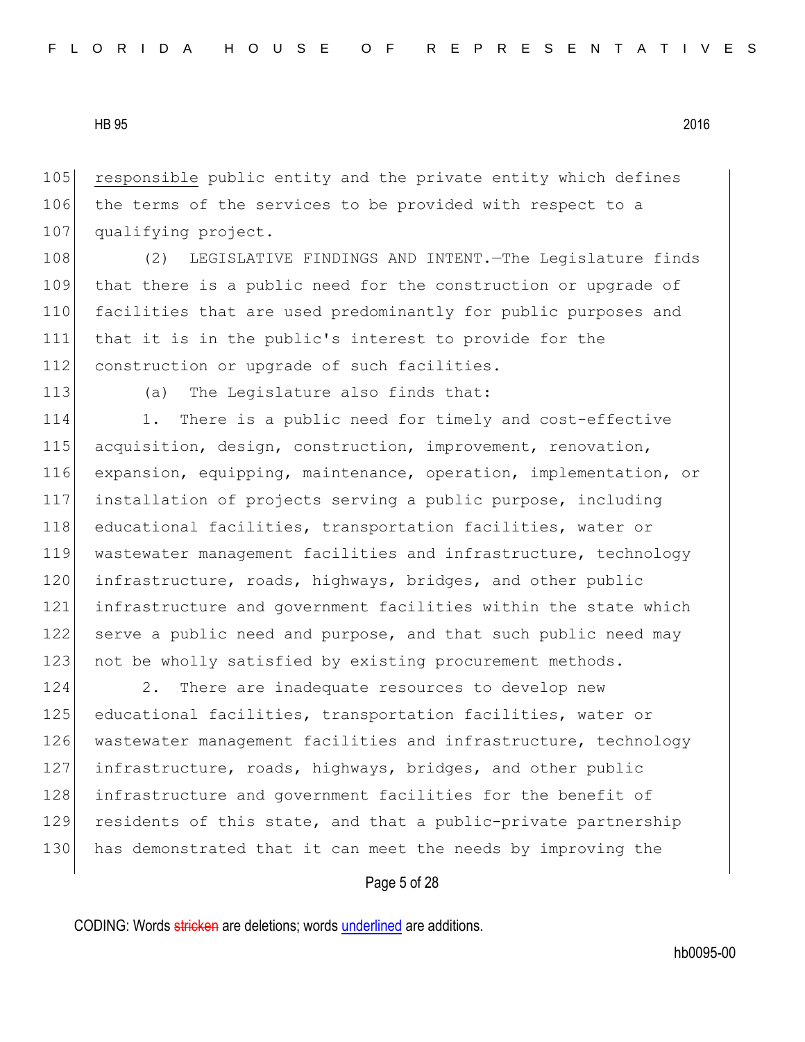<u>responsible</u> public entity and the private entity which defines the terms of the services to be provided with respect to a qualifying project.

(2) LEGISLATIVE FINDINGS AND INTENT.—The Legislature finds that there is a public need for the construction or upgrade of facilities that are used predominantly for public purposes and that it is in the public's interest to provide for the construction or upgrade of such facilities.

(a) The Legislature also finds that:

1. There is a public need for timely and cost-effective acquisition, design, construction, improvement, renovation, expansion, equipping, maintenance, operation, implementation, or installation of projects serving a public purpose, including educational facilities, transportation facilities, water or wastewater management facilities and infrastructure, technology infrastructure, roads, highways, bridges, and other public infrastructure and government facilities within the state which serve a public need and purpose, and that such public need may not be wholly satisfied by existing procurement methods.

2. There are inadequate resources to develop new educational facilities, transportation facilities, water or wastewater management facilities and infrastructure, technology infrastructure, roads, highways, bridges, and other public infrastructure and government facilities for the benefit of residents of this state, and that a public-private partnership has demonstrated that it can meet the needs by improving the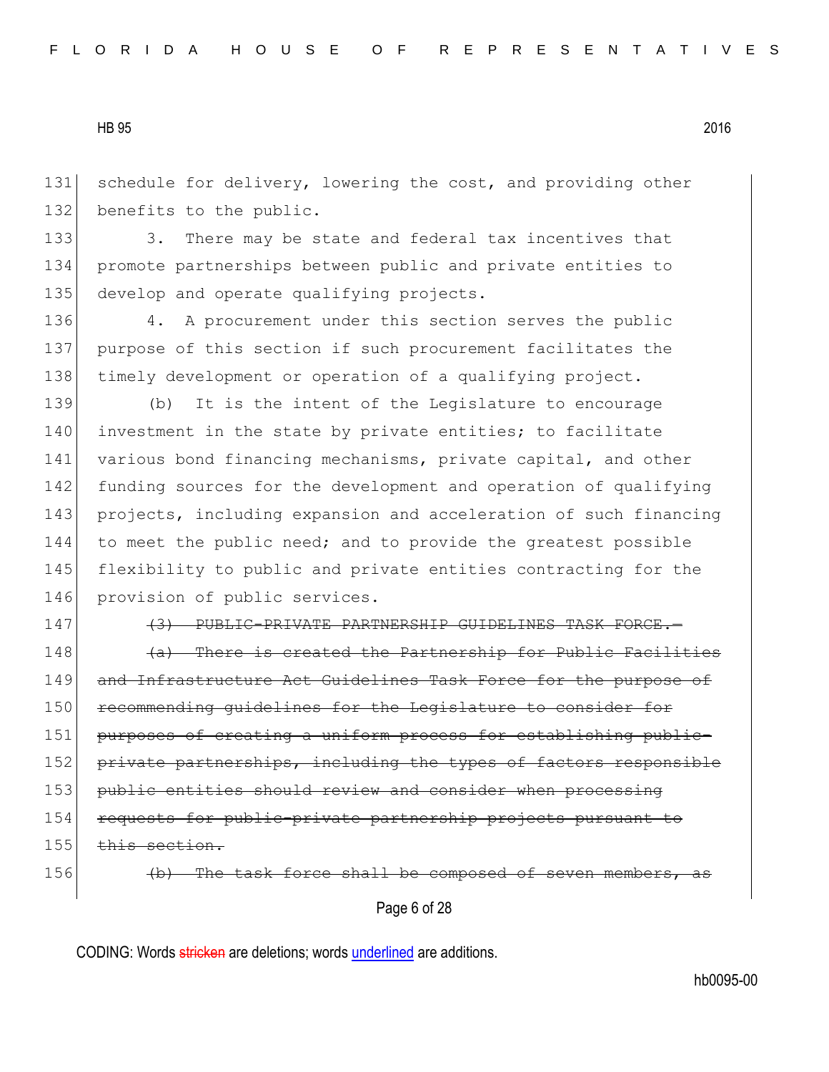schedule for delivery, lowering the cost, and providing other benefits to the public.

3. There may be state and federal tax incentives that promote partnerships between public and private entities to develop and operate qualifying projects.

4. A procurement under this section serves the public purpose of this section if such procurement facilitates the timely development or operation of a qualifying project.

(b) It is the intent of the Legislature to encourage investment in the state by private entities; to facilitate various bond financing mechanisms, private capital, and other funding sources for the development and operation of qualifying projects, including expansion and acceleration of such financing to meet the public need; and to provide the greatest possible flexibility to public and private entities contracting for the provision of public services.

~~(3) PUBLIC-PRIVATE PARTNERSHIP GUIDELINES TASK FORCE.—~~

~~(a) There is created the Partnership for Public Facilities and Infrastructure Act Guidelines Task Force for the purpose of recommending guidelines for the Legislature to consider for purposes of creating a uniform process for establishing public-private partnerships, including the types of factors responsible public entities should review and consider when processing requests for public-private partnership projects pursuant to this section.~~

~~(b) The task force shall be composed of seven members, as~~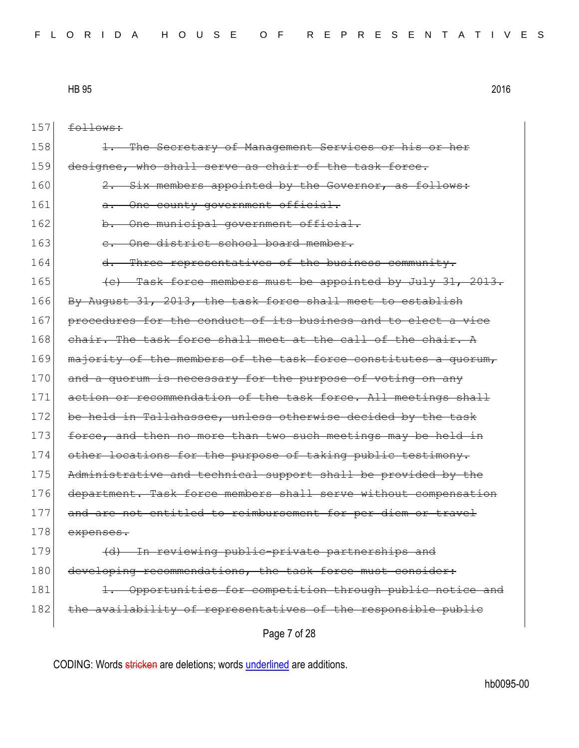~~follows:~~

~~1. The Secretary of Management Services or his or her designee, who shall serve as chair of the task force.~~

~~2. Six members appointed by the Governor, as follows:~~

~~a. One county government official.~~

~~b. One municipal government official.~~

~~c. One district school board member.~~

~~d. Three representatives of the business community.~~

~~(c) Task force members must be appointed by July 31, 2013. By August 31, 2013, the task force shall meet to establish procedures for the conduct of its business and to elect a vice chair. The task force shall meet at the call of the chair. A majority of the members of the task force constitutes a quorum, and a quorum is necessary for the purpose of voting on any action or recommendation of the task force. All meetings shall be held in Tallahassee, unless otherwise decided by the task force, and then no more than two such meetings may be held in other locations for the purpose of taking public testimony. Administrative and technical support shall be provided by the department. Task force members shall serve without compensation and are not entitled to reimbursement for per diem or travel expenses.~~

~~(d) In reviewing public-private partnerships and developing recommendations, the task force must consider:~~

~~1. Opportunities for competition through public notice and the availability of representatives of the responsible public~~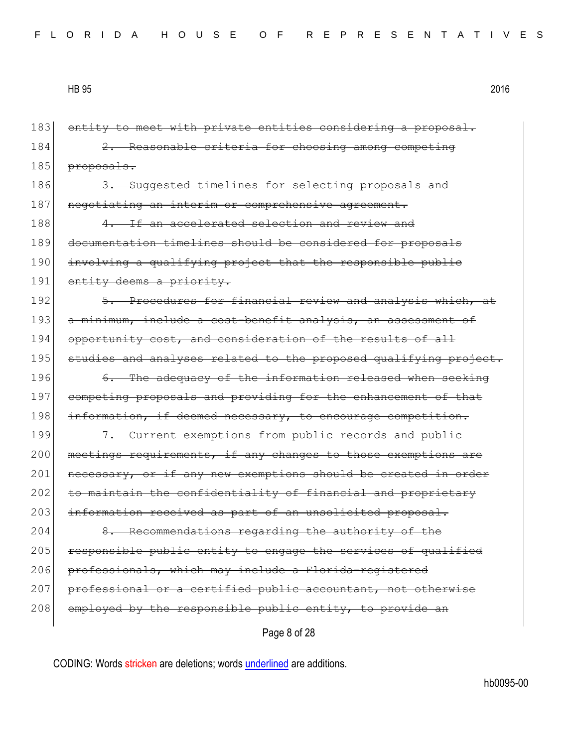183 ~~entity to meet with private entities considering a proposal.~~

184 ~~2. Reasonable criteria for choosing among competing~~
185 ~~proposals.~~

186 ~~3. Suggested timelines for selecting proposals and~~
187 ~~negotiating an interim or comprehensive agreement.~~

188 ~~4. If an accelerated selection and review and~~
189 ~~documentation timelines should be considered for proposals~~
190 ~~involving a qualifying project that the responsible public~~
191 ~~entity deems a priority.~~

192 ~~5. Procedures for financial review and analysis which, at~~
193 ~~a minimum, include a cost-benefit analysis, an assessment of~~
194 ~~opportunity cost, and consideration of the results of all~~
195 ~~studies and analyses related to the proposed qualifying project.~~

196 ~~6. The adequacy of the information released when seeking~~
197 ~~competing proposals and providing for the enhancement of that~~
198 ~~information, if deemed necessary, to encourage competition.~~

199 ~~7. Current exemptions from public records and public~~
200 ~~meetings requirements, if any changes to those exemptions are~~
201 ~~necessary, or if any new exemptions should be created in order~~
202 ~~to maintain the confidentiality of financial and proprietary~~
203 ~~information received as part of an unsolicited proposal.~~

204 ~~8. Recommendations regarding the authority of the~~
205 ~~responsible public entity to engage the services of qualified~~
206 ~~professionals, which may include a Florida-registered~~
207 ~~professional or a certified public accountant, not otherwise~~
208 ~~employed by the responsible public entity, to provide an~~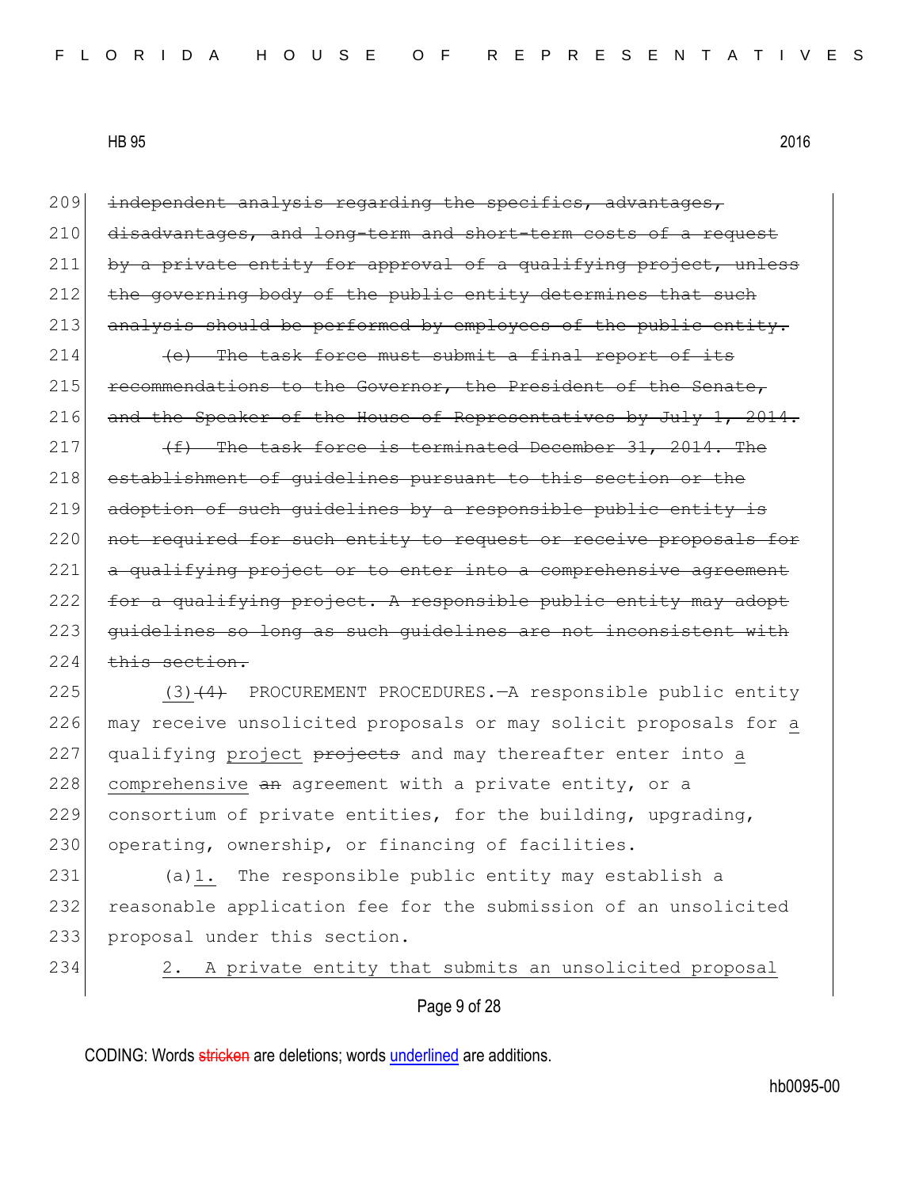~~independent analysis regarding the specifics, advantages, disadvantages, and long-term and short-term costs of a request by a private entity for approval of a qualifying project, unless the governing body of the public entity determines that such analysis should be performed by employees of the public entity.~~

~~(e) The task force must submit a final report of its recommendations to the Governor, the President of the Senate, and the Speaker of the House of Representatives by July 1, 2014.~~

~~(f) The task force is terminated December 31, 2014. The establishment of guidelines pursuant to this section or the adoption of such guidelines by a responsible public entity is not required for such entity to request or receive proposals for a qualifying project or to enter into a comprehensive agreement for a qualifying project. A responsible public entity may adopt guidelines so long as such guidelines are not inconsistent with this section.~~

<u>(3)</u>~~(4)~~ PROCUREMENT PROCEDURES.—A responsible public entity may receive unsolicited proposals or may solicit proposals for <u>a</u> qualifying <u>project</u> ~~projects~~ and may thereafter enter into <u>a comprehensive</u> ~~an~~ agreement with a private entity, or a consortium of private entities, for the building, upgrading, operating, ownership, or financing of facilities.

(a)<u>1.</u> The responsible public entity may establish a reasonable application fee for the submission of an unsolicited proposal under this section.

<u>2. A private entity that submits an unsolicited proposal</u>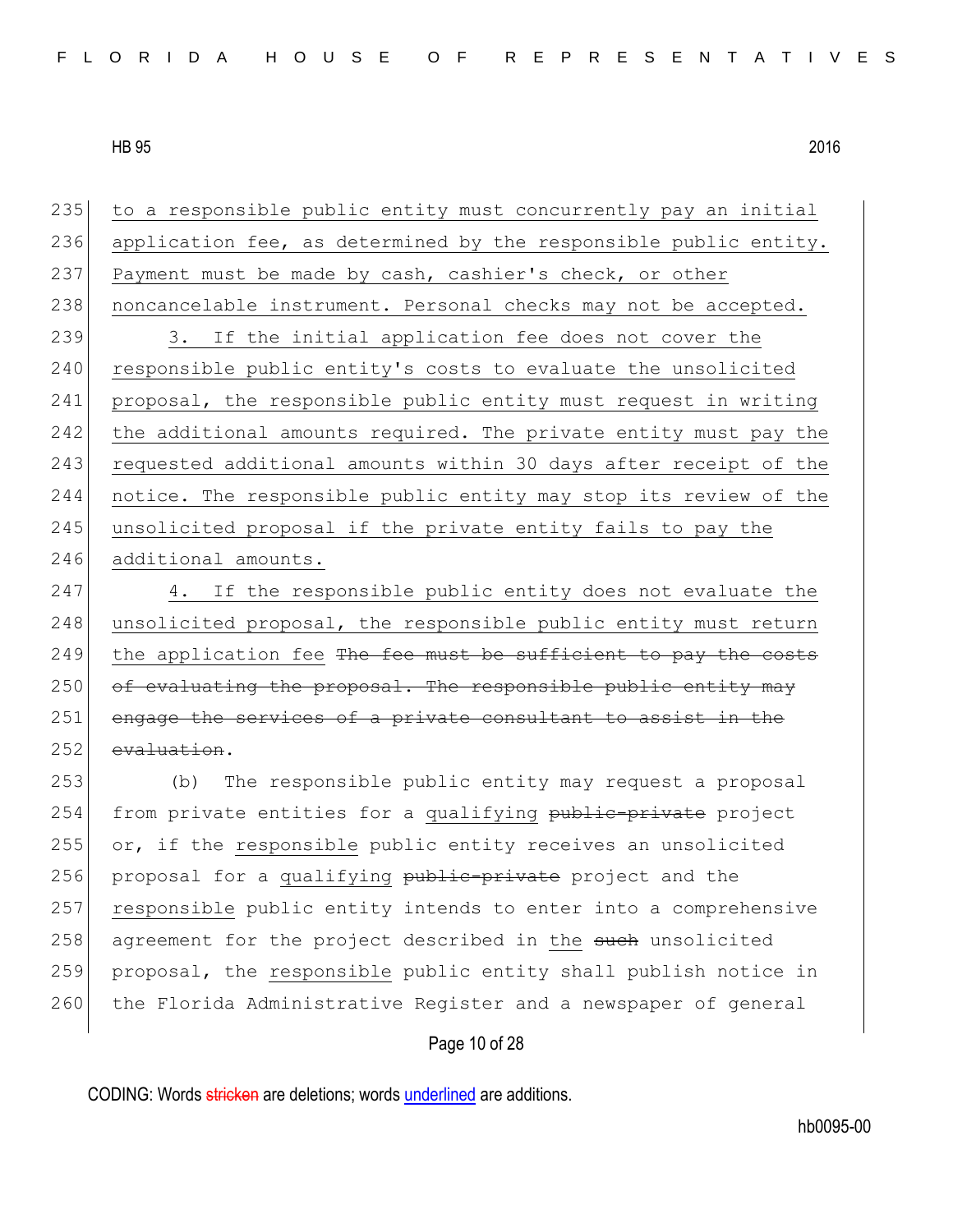to a responsible public entity must concurrently pay an initial application fee, as determined by the responsible public entity. Payment must be made by cash, cashier's check, or other noncancelable instrument. Personal checks may not be accepted.

3. If the initial application fee does not cover the responsible public entity's costs to evaluate the unsolicited proposal, the responsible public entity must request in writing the additional amounts required. The private entity must pay the requested additional amounts within 30 days after receipt of the notice. The responsible public entity may stop its review of the unsolicited proposal if the private entity fails to pay the additional amounts.

4. If the responsible public entity does not evaluate the unsolicited proposal, the responsible public entity must return the application fee ~~The fee must be sufficient to pay the costs of evaluating the proposal. The responsible public entity may engage the services of a private consultant to assist in the evaluation~~.

(b) The responsible public entity may request a proposal from private entities for a qualifying ~~public-private~~ project or, if the responsible public entity receives an unsolicited proposal for a qualifying ~~public-private~~ project and the responsible public entity intends to enter into a comprehensive agreement for the project described in the ~~such~~ unsolicited proposal, the responsible public entity shall publish notice in the Florida Administrative Register and a newspaper of general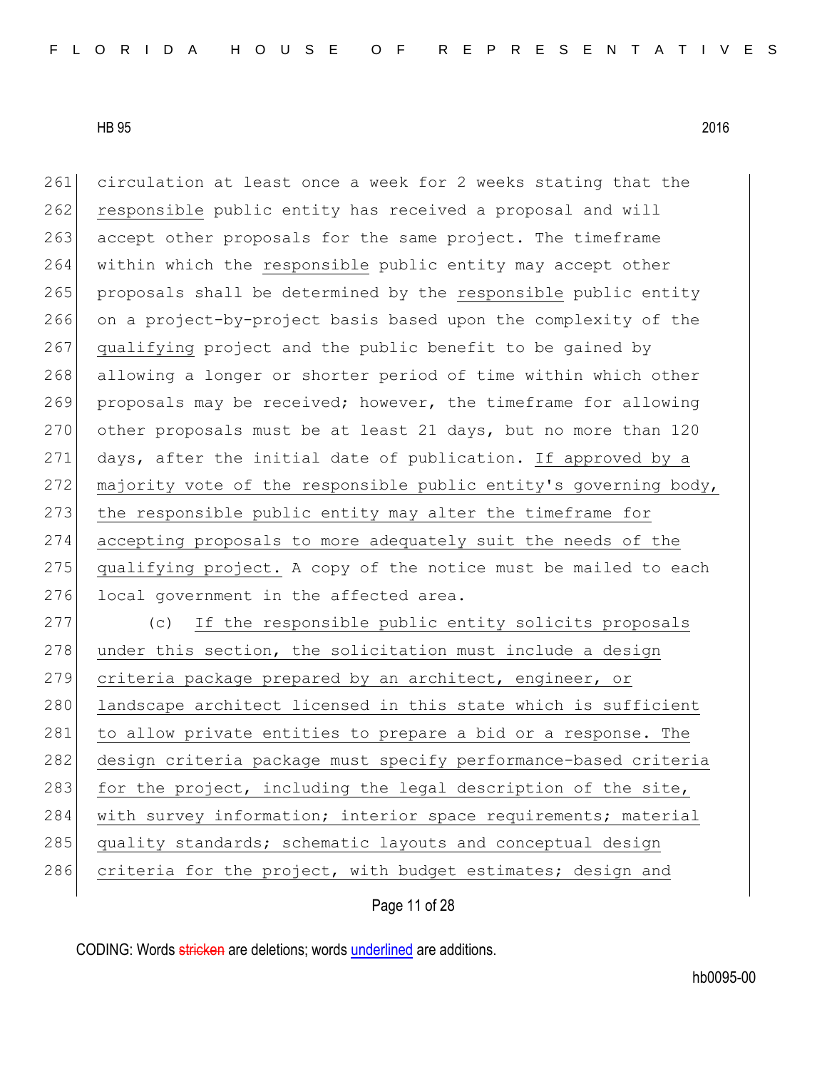circulation at least once a week for 2 weeks stating that the responsible public entity has received a proposal and will accept other proposals for the same project. The timeframe within which the responsible public entity may accept other proposals shall be determined by the responsible public entity on a project-by-project basis based upon the complexity of the qualifying project and the public benefit to be gained by allowing a longer or shorter period of time within which other proposals may be received; however, the timeframe for allowing other proposals must be at least 21 days, but no more than 120 days, after the initial date of publication. If approved by a majority vote of the responsible public entity's governing body, the responsible public entity may alter the timeframe for accepting proposals to more adequately suit the needs of the qualifying project. A copy of the notice must be mailed to each local government in the affected area.

(c) If the responsible public entity solicits proposals under this section, the solicitation must include a design criteria package prepared by an architect, engineer, or landscape architect licensed in this state which is sufficient to allow private entities to prepare a bid or a response. The design criteria package must specify performance-based criteria for the project, including the legal description of the site, with survey information; interior space requirements; material quality standards; schematic layouts and conceptual design criteria for the project, with budget estimates; design and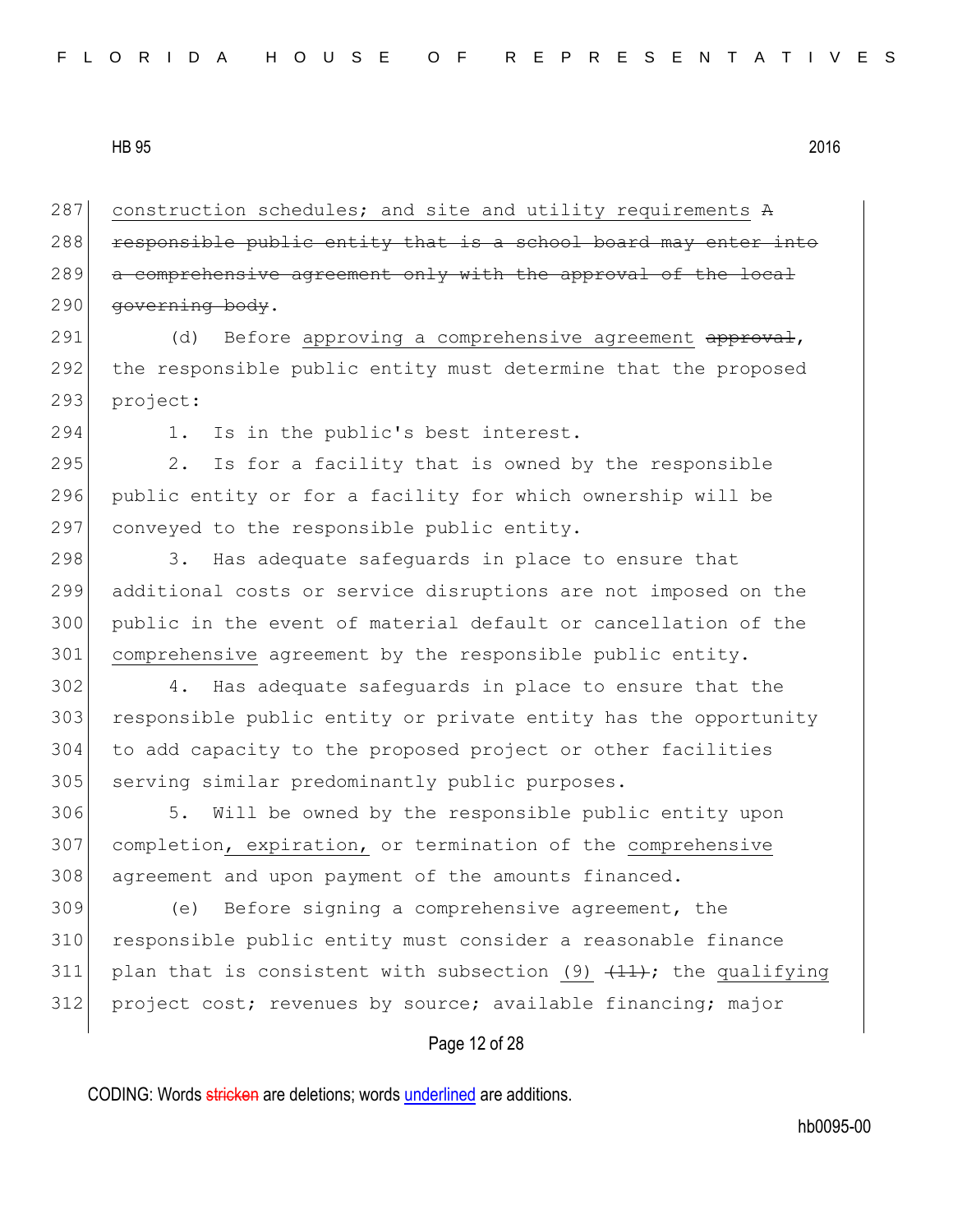construction schedules; and site and utility requirements ~~A responsible public entity that is a school board may enter into a comprehensive agreement only with the approval of the local governing body~~.

(d) Before approving a comprehensive agreement ~~approval~~, the responsible public entity must determine that the proposed project:

1. Is in the public's best interest.

2. Is for a facility that is owned by the responsible public entity or for a facility for which ownership will be conveyed to the responsible public entity.

3. Has adequate safeguards in place to ensure that additional costs or service disruptions are not imposed on the public in the event of material default or cancellation of the comprehensive agreement by the responsible public entity.

4. Has adequate safeguards in place to ensure that the responsible public entity or private entity has the opportunity to add capacity to the proposed project or other facilities serving similar predominantly public purposes.

5. Will be owned by the responsible public entity upon completion, expiration, or termination of the comprehensive agreement and upon payment of the amounts financed.

(e) Before signing a comprehensive agreement, the responsible public entity must consider a reasonable finance plan that is consistent with subsection (9) ~~(11)~~; the qualifying project cost; revenues by source; available financing; major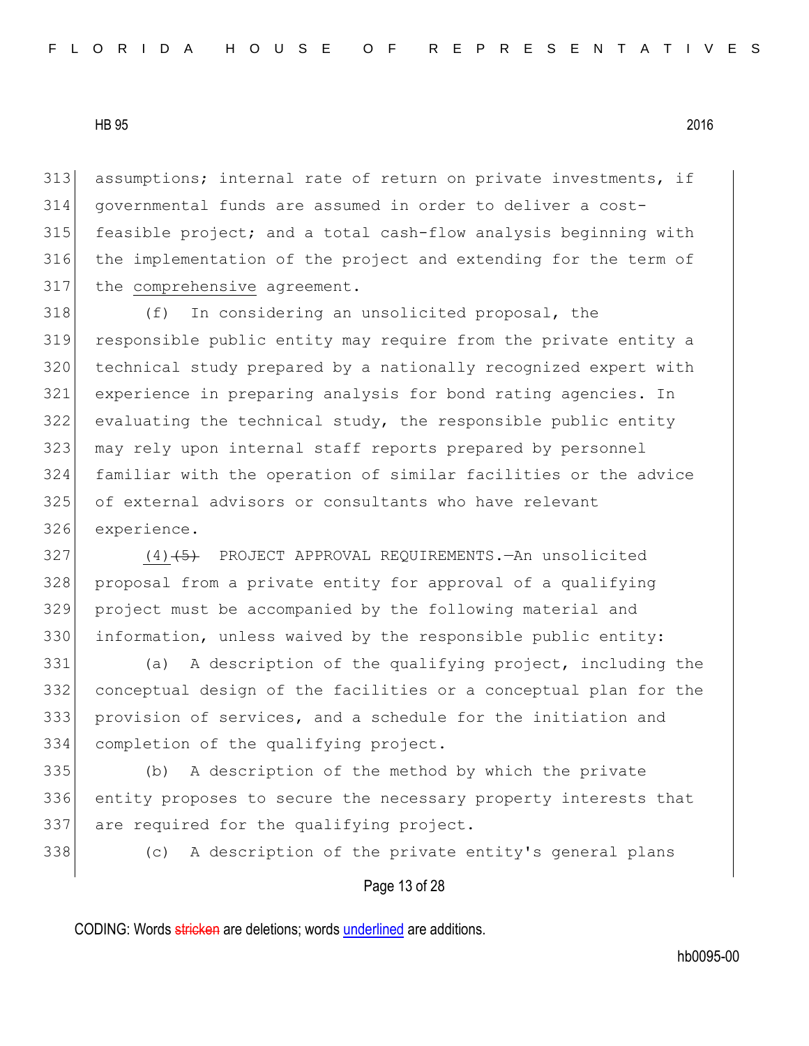313 assumptions; internal rate of return on private investments, if
314 governmental funds are assumed in order to deliver a cost-
315 feasible project; and a total cash-flow analysis beginning with
316 the implementation of the project and extending for the term of
317 the <u>comprehensive</u> agreement.

318 (f) In considering an unsolicited proposal, the
319 responsible public entity may require from the private entity a
320 technical study prepared by a nationally recognized expert with
321 experience in preparing analysis for bond rating agencies. In
322 evaluating the technical study, the responsible public entity
323 may rely upon internal staff reports prepared by personnel
324 familiar with the operation of similar facilities or the advice
325 of external advisors or consultants who have relevant
326 experience.

327 <u>(4)</u>~~(5)~~ PROJECT APPROVAL REQUIREMENTS.—An unsolicited
328 proposal from a private entity for approval of a qualifying
329 project must be accompanied by the following material and
330 information, unless waived by the responsible public entity:

331 (a) A description of the qualifying project, including the
332 conceptual design of the facilities or a conceptual plan for the
333 provision of services, and a schedule for the initiation and
334 completion of the qualifying project.

335 (b) A description of the method by which the private
336 entity proposes to secure the necessary property interests that
337 are required for the qualifying project.

338 (c) A description of the private entity's general plans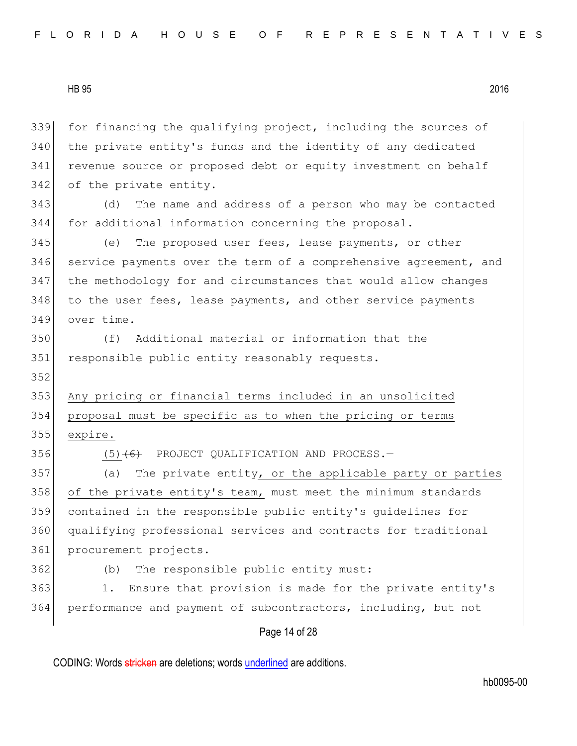339 for financing the qualifying project, including the sources of
340 the private entity's funds and the identity of any dedicated
341 revenue source or proposed debt or equity investment on behalf
342 of the private entity.

343 (d) The name and address of a person who may be contacted
344 for additional information concerning the proposal.

345 (e) The proposed user fees, lease payments, or other
346 service payments over the term of a comprehensive agreement, and
347 the methodology for and circumstances that would allow changes
348 to the user fees, lease payments, and other service payments
349 over time.

350 (f) Additional material or information that the
351 responsible public entity reasonably requests.

352

353 <u>Any pricing or financial terms included in an unsolicited</u>
354 <u>proposal must be specific as to when the pricing or terms</u>
355 <u>expire.</u>

356 <u>(5)</u>~~(6)~~ PROJECT QUALIFICATION AND PROCESS.—

357 (a) The private entity<u>, or the applicable party or parties</u>
358 <u>of the private entity's team,</u> must meet the minimum standards
359 contained in the responsible public entity's guidelines for
360 qualifying professional services and contracts for traditional
361 procurement projects.

362 (b) The responsible public entity must:

363 1. Ensure that provision is made for the private entity's
364 performance and payment of subcontractors, including, but not

CODING: Words ~~stricken~~ are deletions; words <u>underlined</u> are additions.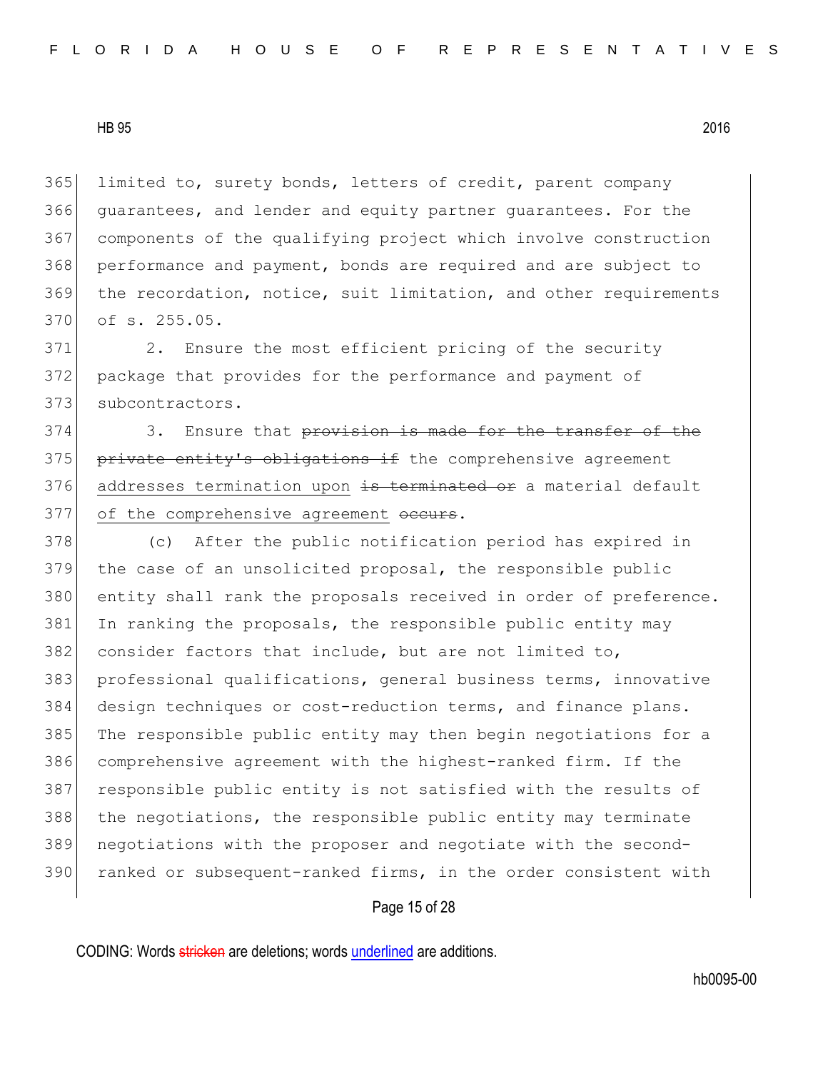limited to, surety bonds, letters of credit, parent company guarantees, and lender and equity partner guarantees. For the components of the qualifying project which involve construction performance and payment, bonds are required and are subject to the recordation, notice, suit limitation, and other requirements of s. 255.05.

2. Ensure the most efficient pricing of the security package that provides for the performance and payment of subcontractors.

3. Ensure that ~~provision is made for the transfer of the private entity's obligations if~~ the comprehensive agreement <u>addresses termination upon</u> ~~is terminated or~~ a material default <u>of the comprehensive agreement</u> ~~occurs~~.

(c) After the public notification period has expired in the case of an unsolicited proposal, the responsible public entity shall rank the proposals received in order of preference. In ranking the proposals, the responsible public entity may consider factors that include, but are not limited to, professional qualifications, general business terms, innovative design techniques or cost-reduction terms, and finance plans. The responsible public entity may then begin negotiations for a comprehensive agreement with the highest-ranked firm. If the responsible public entity is not satisfied with the results of the negotiations, the responsible public entity may terminate negotiations with the proposer and negotiate with the second-ranked or subsequent-ranked firms, in the order consistent with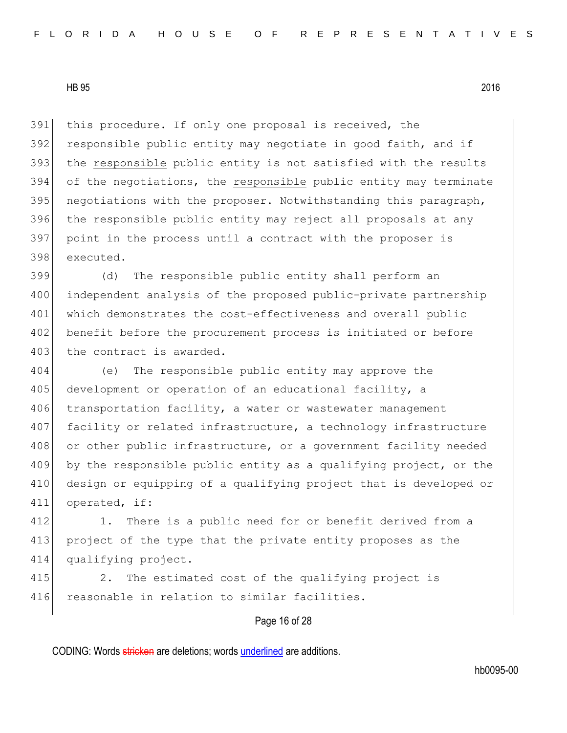this procedure. If only one proposal is received, the responsible public entity may negotiate in good faith, and if the <u>responsible</u> public entity is not satisfied with the results of the negotiations, the <u>responsible</u> public entity may terminate negotiations with the proposer. Notwithstanding this paragraph, the responsible public entity may reject all proposals at any point in the process until a contract with the proposer is executed.

(d) The responsible public entity shall perform an independent analysis of the proposed public-private partnership which demonstrates the cost-effectiveness and overall public benefit before the procurement process is initiated or before the contract is awarded.

(e) The responsible public entity may approve the development or operation of an educational facility, a transportation facility, a water or wastewater management facility or related infrastructure, a technology infrastructure or other public infrastructure, or a government facility needed by the responsible public entity as a qualifying project, or the design or equipping of a qualifying project that is developed or operated, if:

1. There is a public need for or benefit derived from a project of the type that the private entity proposes as the qualifying project.

2. The estimated cost of the qualifying project is reasonable in relation to similar facilities.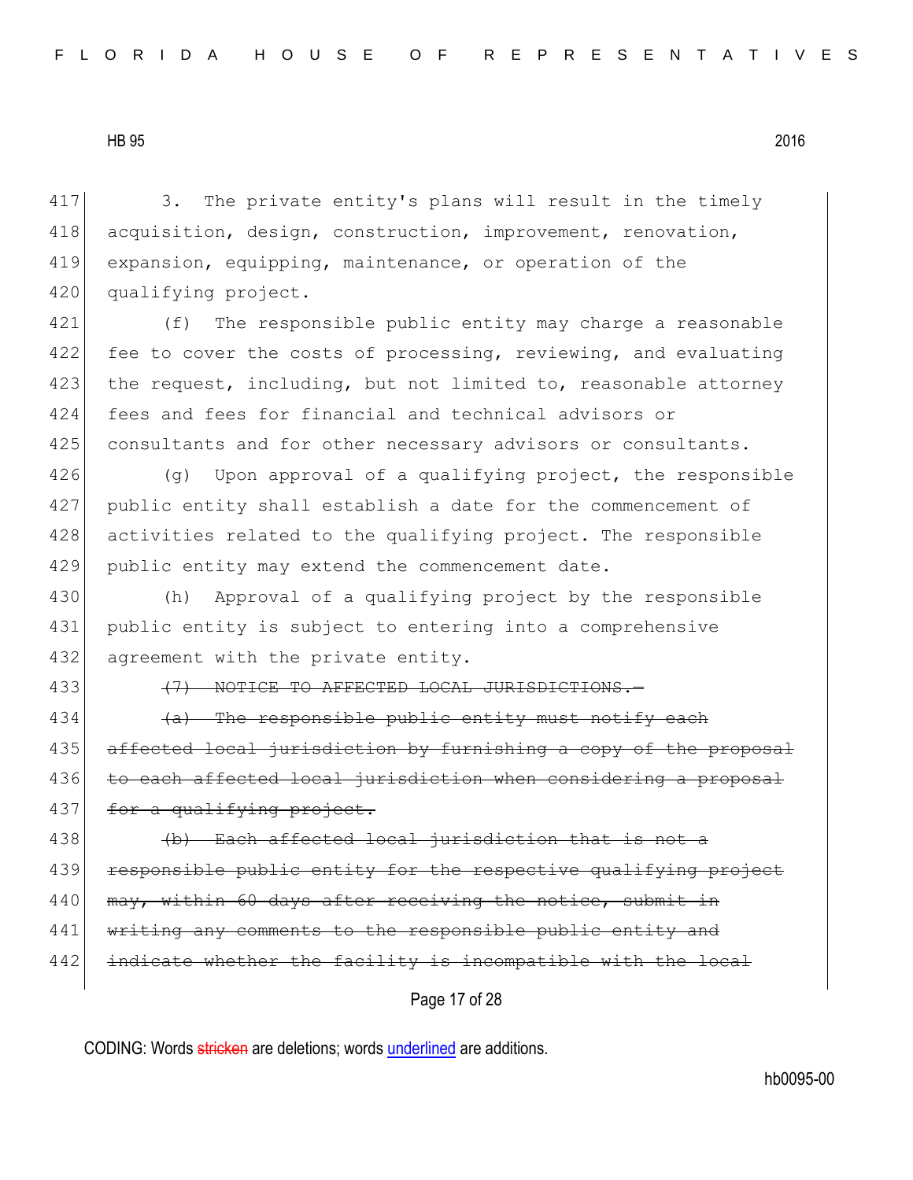3. The private entity's plans will result in the timely acquisition, design, construction, improvement, renovation, expansion, equipping, maintenance, or operation of the qualifying project.

(f) The responsible public entity may charge a reasonable fee to cover the costs of processing, reviewing, and evaluating the request, including, but not limited to, reasonable attorney fees and fees for financial and technical advisors or consultants and for other necessary advisors or consultants.

(g) Upon approval of a qualifying project, the responsible public entity shall establish a date for the commencement of activities related to the qualifying project. The responsible public entity may extend the commencement date.

(h) Approval of a qualifying project by the responsible public entity is subject to entering into a comprehensive agreement with the private entity.

~~(7) NOTICE TO AFFECTED LOCAL JURISDICTIONS.—~~

~~(a) The responsible public entity must notify each affected local jurisdiction by furnishing a copy of the proposal to each affected local jurisdiction when considering a proposal for a qualifying project.~~

~~(b) Each affected local jurisdiction that is not a responsible public entity for the respective qualifying project may, within 60 days after receiving the notice, submit in writing any comments to the responsible public entity and indicate whether the facility is incompatible with the local~~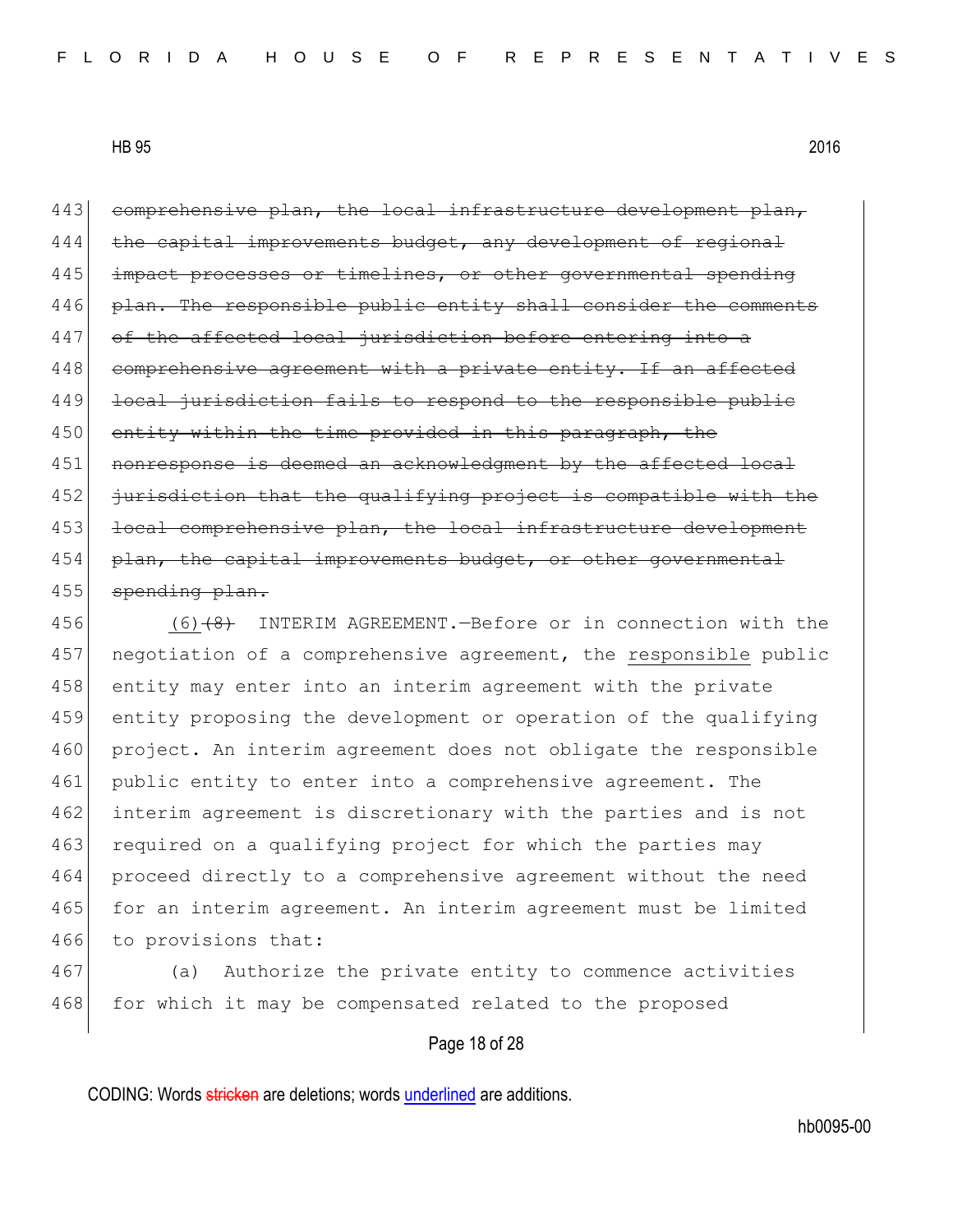~~comprehensive plan, the local infrastructure development plan, the capital improvements budget, any development of regional impact processes or timelines, or other governmental spending plan. The responsible public entity shall consider the comments of the affected local jurisdiction before entering into a comprehensive agreement with a private entity. If an affected local jurisdiction fails to respond to the responsible public entity within the time provided in this paragraph, the nonresponse is deemed an acknowledgment by the affected local jurisdiction that the qualifying project is compatible with the local comprehensive plan, the local infrastructure development plan, the capital improvements budget, or other governmental spending plan.~~

<u>(6)</u>~~(8)~~ INTERIM AGREEMENT.—Before or in connection with the negotiation of a comprehensive agreement, the <u>responsible</u> public entity may enter into an interim agreement with the private entity proposing the development or operation of the qualifying project. An interim agreement does not obligate the responsible public entity to enter into a comprehensive agreement. The interim agreement is discretionary with the parties and is not required on a qualifying project for which the parties may proceed directly to a comprehensive agreement without the need for an interim agreement. An interim agreement must be limited to provisions that:

(a) Authorize the private entity to commence activities for which it may be compensated related to the proposed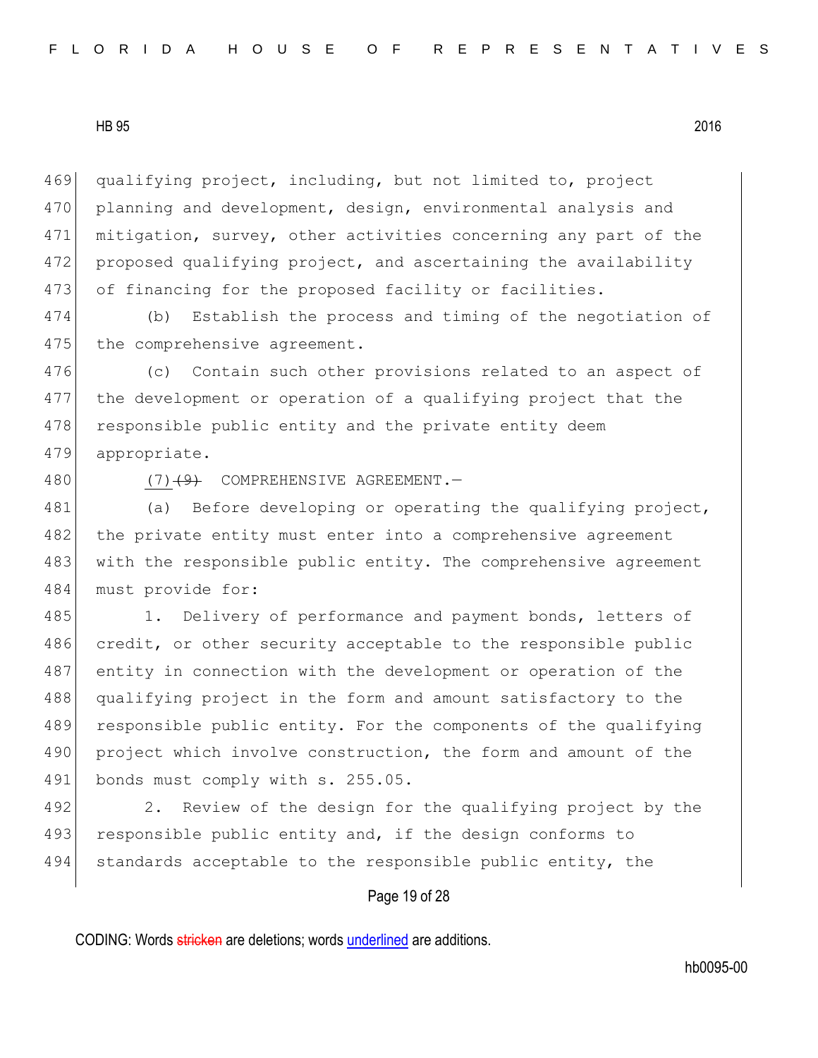qualifying project, including, but not limited to, project planning and development, design, environmental analysis and mitigation, survey, other activities concerning any part of the proposed qualifying project, and ascertaining the availability of financing for the proposed facility or facilities.

(b) Establish the process and timing of the negotiation of the comprehensive agreement.

(c) Contain such other provisions related to an aspect of the development or operation of a qualifying project that the responsible public entity and the private entity deem appropriate.

(7) ~~(9)~~ COMPREHENSIVE AGREEMENT.—

(a) Before developing or operating the qualifying project, the private entity must enter into a comprehensive agreement with the responsible public entity. The comprehensive agreement must provide for:

1. Delivery of performance and payment bonds, letters of credit, or other security acceptable to the responsible public entity in connection with the development or operation of the qualifying project in the form and amount satisfactory to the responsible public entity. For the components of the qualifying project which involve construction, the form and amount of the bonds must comply with s. 255.05.

2. Review of the design for the qualifying project by the responsible public entity and, if the design conforms to standards acceptable to the responsible public entity, the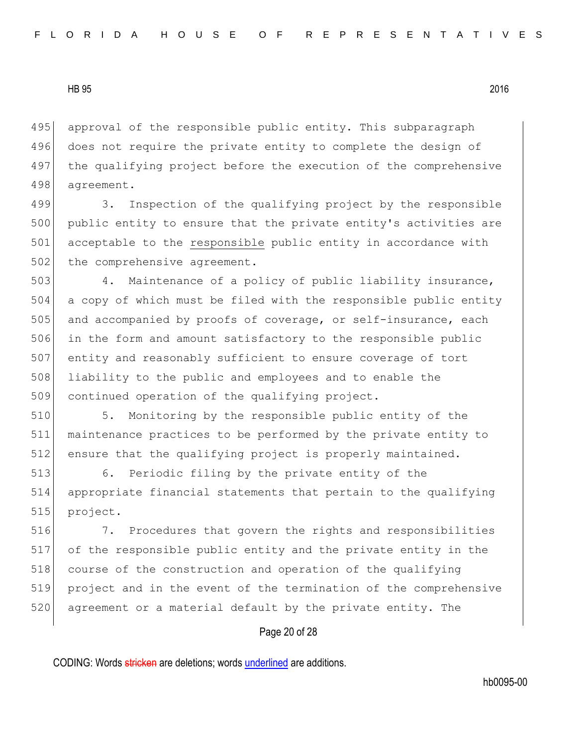approval of the responsible public entity. This subparagraph does not require the private entity to complete the design of the qualifying project before the execution of the comprehensive agreement.

3. Inspection of the qualifying project by the responsible public entity to ensure that the private entity's activities are acceptable to the <u>responsible</u> public entity in accordance with the comprehensive agreement.

4. Maintenance of a policy of public liability insurance, a copy of which must be filed with the responsible public entity and accompanied by proofs of coverage, or self-insurance, each in the form and amount satisfactory to the responsible public entity and reasonably sufficient to ensure coverage of tort liability to the public and employees and to enable the continued operation of the qualifying project.

5. Monitoring by the responsible public entity of the maintenance practices to be performed by the private entity to ensure that the qualifying project is properly maintained.

6. Periodic filing by the private entity of the appropriate financial statements that pertain to the qualifying project.

7. Procedures that govern the rights and responsibilities of the responsible public entity and the private entity in the course of the construction and operation of the qualifying project and in the event of the termination of the comprehensive agreement or a material default by the private entity. The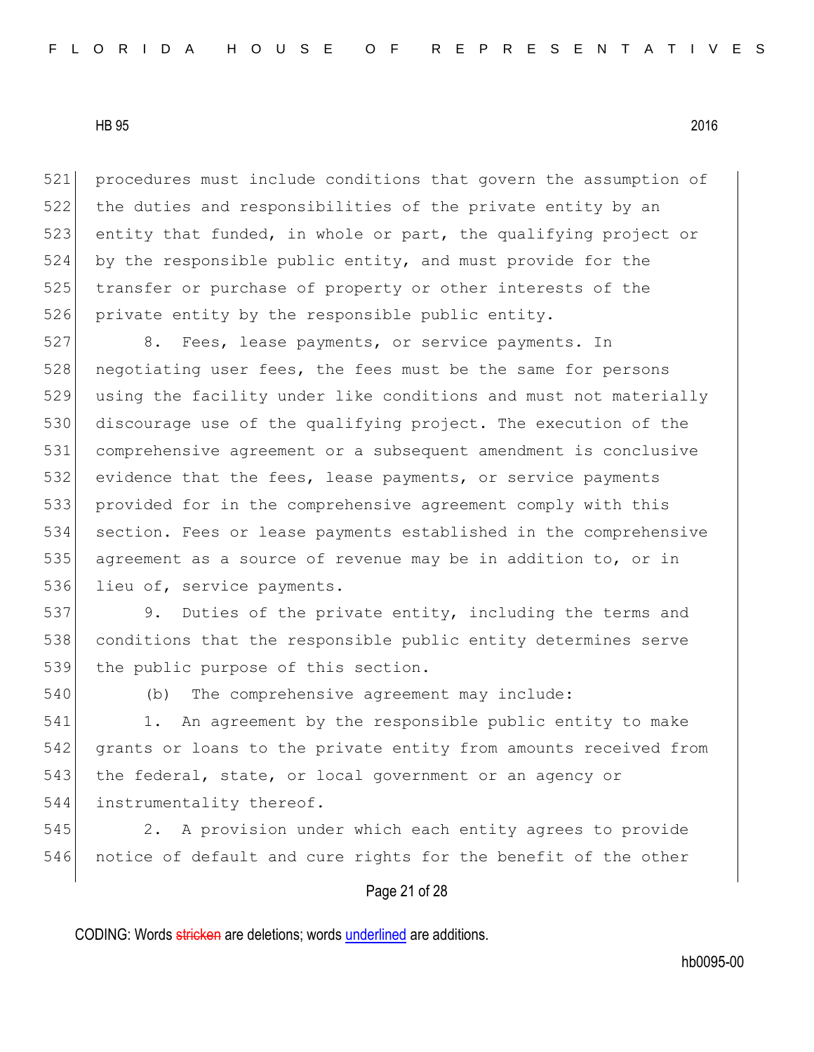procedures must include conditions that govern the assumption of the duties and responsibilities of the private entity by an entity that funded, in whole or part, the qualifying project or by the responsible public entity, and must provide for the transfer or purchase of property or other interests of the private entity by the responsible public entity.

8. Fees, lease payments, or service payments. In negotiating user fees, the fees must be the same for persons using the facility under like conditions and must not materially discourage use of the qualifying project. The execution of the comprehensive agreement or a subsequent amendment is conclusive evidence that the fees, lease payments, or service payments provided for in the comprehensive agreement comply with this section. Fees or lease payments established in the comprehensive agreement as a source of revenue may be in addition to, or in lieu of, service payments.

9. Duties of the private entity, including the terms and conditions that the responsible public entity determines serve the public purpose of this section.

(b) The comprehensive agreement may include:

1. An agreement by the responsible public entity to make grants or loans to the private entity from amounts received from the federal, state, or local government or an agency or instrumentality thereof.

2. A provision under which each entity agrees to provide notice of default and cure rights for the benefit of the other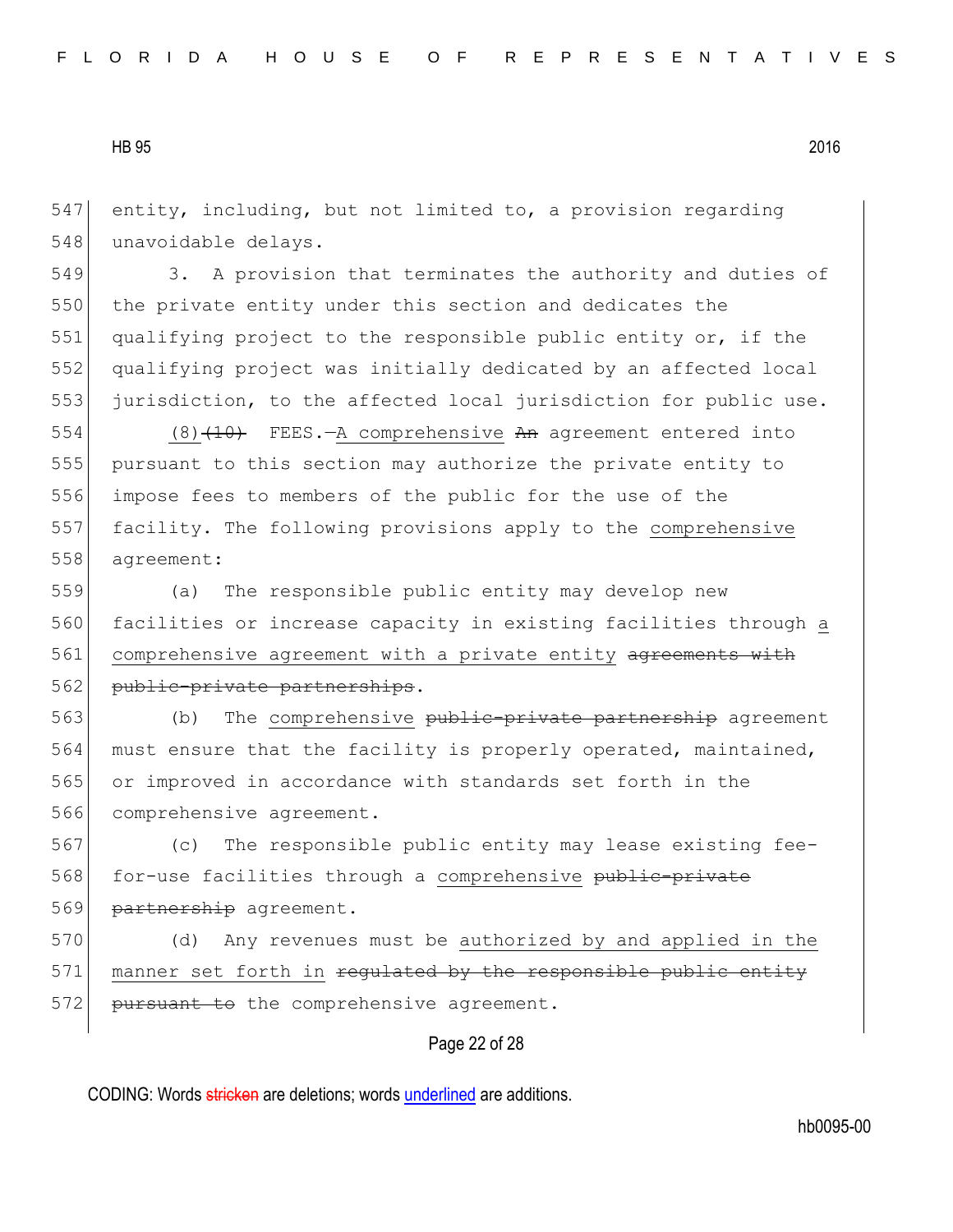entity, including, but not limited to, a provision regarding unavoidable delays.

3. A provision that terminates the authority and duties of the private entity under this section and dedicates the qualifying project to the responsible public entity or, if the qualifying project was initially dedicated by an affected local jurisdiction, to the affected local jurisdiction for public use.

(8) ~~(10)~~ FEES.—A comprehensive ~~An~~ agreement entered into pursuant to this section may authorize the private entity to impose fees to members of the public for the use of the facility. The following provisions apply to the comprehensive agreement:

(a) The responsible public entity may develop new facilities or increase capacity in existing facilities through a comprehensive agreement with a private entity ~~agreements with public-private partnerships~~.

(b) The comprehensive ~~public-private partnership~~ agreement must ensure that the facility is properly operated, maintained, or improved in accordance with standards set forth in the comprehensive agreement.

(c) The responsible public entity may lease existing fee-for-use facilities through a comprehensive ~~public-private partnership~~ agreement.

(d) Any revenues must be authorized by and applied in the manner set forth in ~~regulated by the responsible public entity pursuant to~~ the comprehensive agreement.

CODING: Words ~~stricken~~ are deletions; words underlined are additions.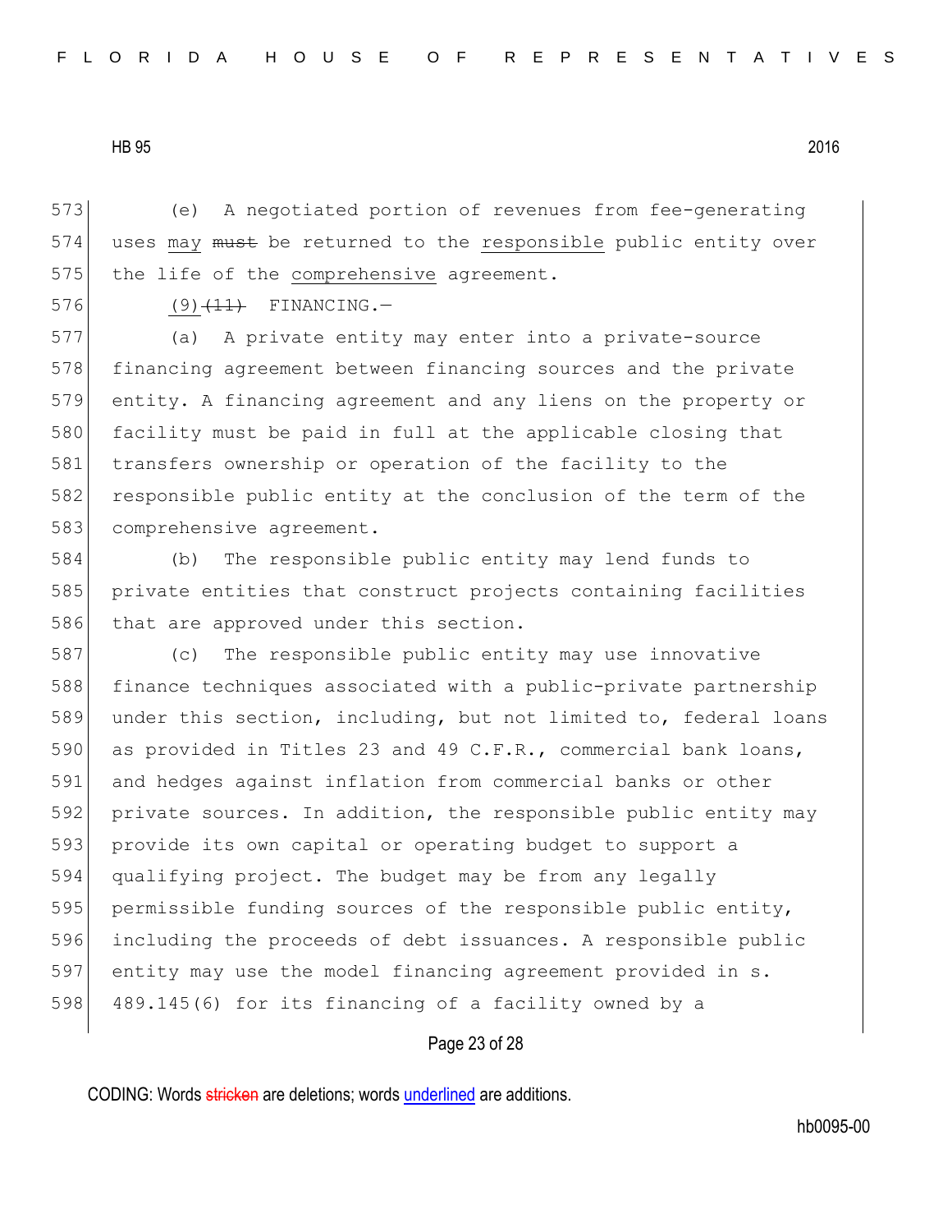(e) A negotiated portion of revenues from fee-generating uses may ~~must~~ be returned to the responsible public entity over the life of the comprehensive agreement.

(9) ~~(11)~~ FINANCING.—

(a) A private entity may enter into a private-source financing agreement between financing sources and the private entity. A financing agreement and any liens on the property or facility must be paid in full at the applicable closing that transfers ownership or operation of the facility to the responsible public entity at the conclusion of the term of the comprehensive agreement.

(b) The responsible public entity may lend funds to private entities that construct projects containing facilities that are approved under this section.

(c) The responsible public entity may use innovative finance techniques associated with a public-private partnership under this section, including, but not limited to, federal loans as provided in Titles 23 and 49 C.F.R., commercial bank loans, and hedges against inflation from commercial banks or other private sources. In addition, the responsible public entity may provide its own capital or operating budget to support a qualifying project. The budget may be from any legally permissible funding sources of the responsible public entity, including the proceeds of debt issuances. A responsible public entity may use the model financing agreement provided in s. 489.145(6) for its financing of a facility owned by a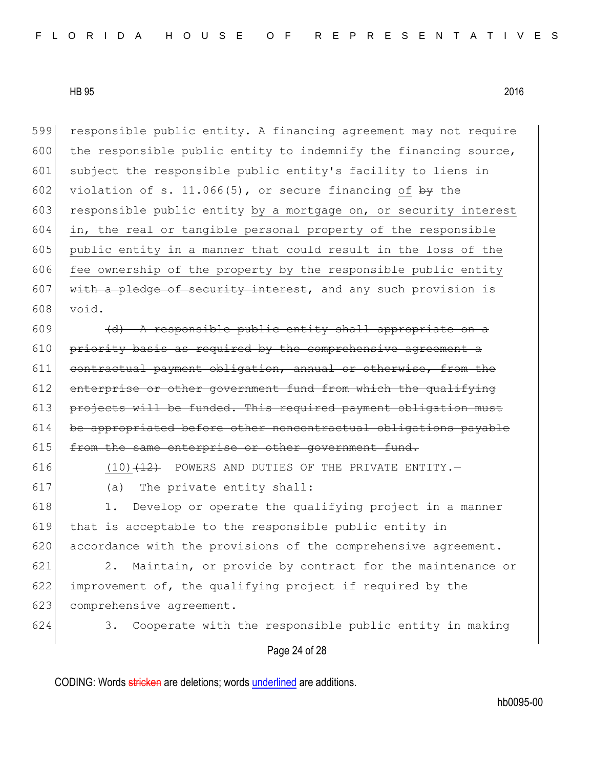responsible public entity. A financing agreement may not require the responsible public entity to indemnify the financing source, subject the responsible public entity's facility to liens in violation of s. 11.066(5), or secure financing of ~~by~~ the responsible public entity <u>by a mortgage on, or security interest in, the real or tangible personal property of the responsible public entity in a manner that could result in the loss of the fee ownership of the property by the responsible public entity</u> ~~with a pledge of security interest~~, and any such provision is void.

~~(d) A responsible public entity shall appropriate on a priority basis as required by the comprehensive agreement a contractual payment obligation, annual or otherwise, from the enterprise or other government fund from which the qualifying projects will be funded. This required payment obligation must be appropriated before other noncontractual obligations payable from the same enterprise or other government fund.~~

<u>(10)</u>~~(12)~~ POWERS AND DUTIES OF THE PRIVATE ENTITY.—

(a) The private entity shall:

1. Develop or operate the qualifying project in a manner that is acceptable to the responsible public entity in accordance with the provisions of the comprehensive agreement.

2. Maintain, or provide by contract for the maintenance or improvement of, the qualifying project if required by the comprehensive agreement.

3. Cooperate with the responsible public entity in making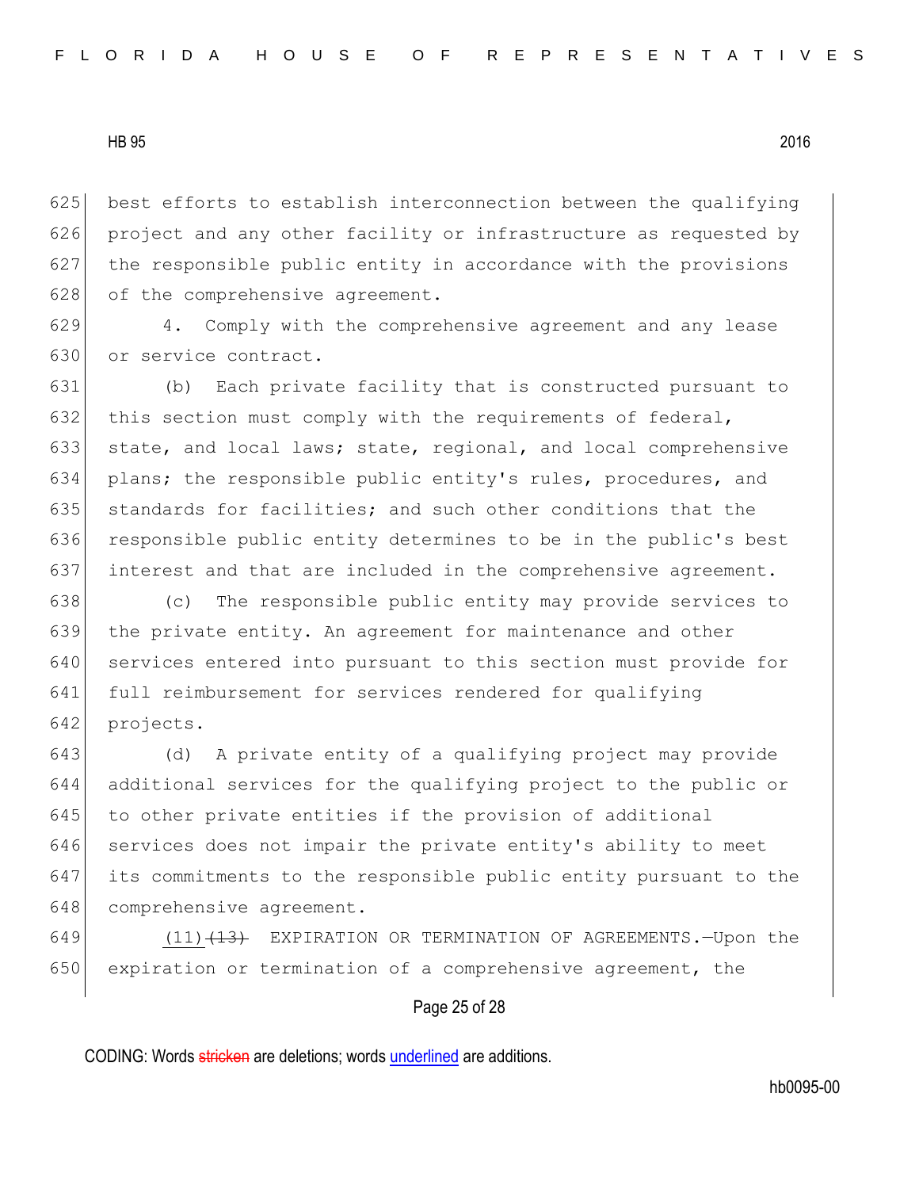best efforts to establish interconnection between the qualifying project and any other facility or infrastructure as requested by the responsible public entity in accordance with the provisions of the comprehensive agreement.

4. Comply with the comprehensive agreement and any lease or service contract.

(b) Each private facility that is constructed pursuant to this section must comply with the requirements of federal, state, and local laws; state, regional, and local comprehensive plans; the responsible public entity's rules, procedures, and standards for facilities; and such other conditions that the responsible public entity determines to be in the public's best interest and that are included in the comprehensive agreement.

(c) The responsible public entity may provide services to the private entity. An agreement for maintenance and other services entered into pursuant to this section must provide for full reimbursement for services rendered for qualifying projects.

(d) A private entity of a qualifying project may provide additional services for the qualifying project to the public or to other private entities if the provision of additional services does not impair the private entity's ability to meet its commitments to the responsible public entity pursuant to the comprehensive agreement.

(11) ~~(13)~~ EXPIRATION OR TERMINATION OF AGREEMENTS.—Upon the expiration or termination of a comprehensive agreement, the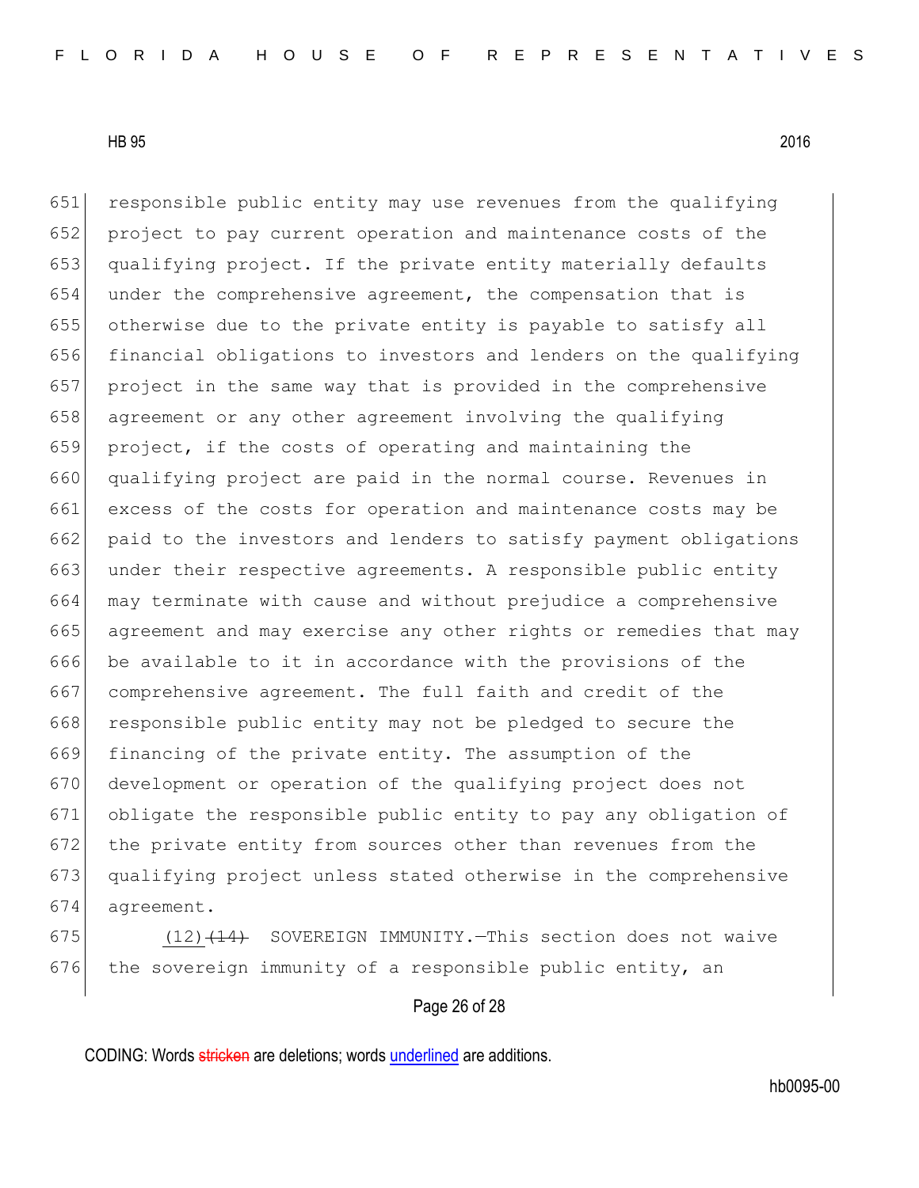responsible public entity may use revenues from the qualifying project to pay current operation and maintenance costs of the qualifying project. If the private entity materially defaults under the comprehensive agreement, the compensation that is otherwise due to the private entity is payable to satisfy all financial obligations to investors and lenders on the qualifying project in the same way that is provided in the comprehensive agreement or any other agreement involving the qualifying project, if the costs of operating and maintaining the qualifying project are paid in the normal course. Revenues in excess of the costs for operation and maintenance costs may be paid to the investors and lenders to satisfy payment obligations under their respective agreements. A responsible public entity may terminate with cause and without prejudice a comprehensive agreement and may exercise any other rights or remedies that may be available to it in accordance with the provisions of the comprehensive agreement. The full faith and credit of the responsible public entity may not be pledged to secure the financing of the private entity. The assumption of the development or operation of the qualifying project does not obligate the responsible public entity to pay any obligation of the private entity from sources other than revenues from the qualifying project unless stated otherwise in the comprehensive agreement.

(12) ~~(14)~~ SOVEREIGN IMMUNITY.—This section does not waive the sovereign immunity of a responsible public entity, an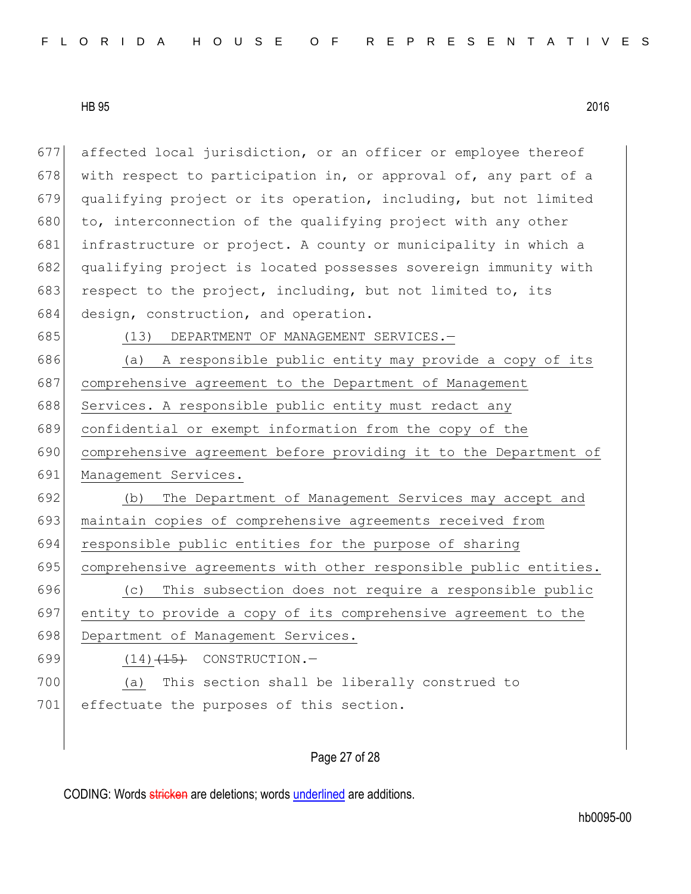affected local jurisdiction, or an officer or employee thereof with respect to participation in, or approval of, any part of a qualifying project or its operation, including, but not limited to, interconnection of the qualifying project with any other infrastructure or project. A county or municipality in which a qualifying project is located possesses sovereign immunity with respect to the project, including, but not limited to, its design, construction, and operation.

(13) DEPARTMENT OF MANAGEMENT SERVICES.—

(a) A responsible public entity may provide a copy of its comprehensive agreement to the Department of Management Services. A responsible public entity must redact any confidential or exempt information from the copy of the comprehensive agreement before providing it to the Department of Management Services.

(b) The Department of Management Services may accept and maintain copies of comprehensive agreements received from responsible public entities for the purpose of sharing comprehensive agreements with other responsible public entities.

(c) This subsection does not require a responsible public entity to provide a copy of its comprehensive agreement to the Department of Management Services.

(14) ~~(15)~~ CONSTRUCTION.—

(a) This section shall be liberally construed to effectuate the purposes of this section.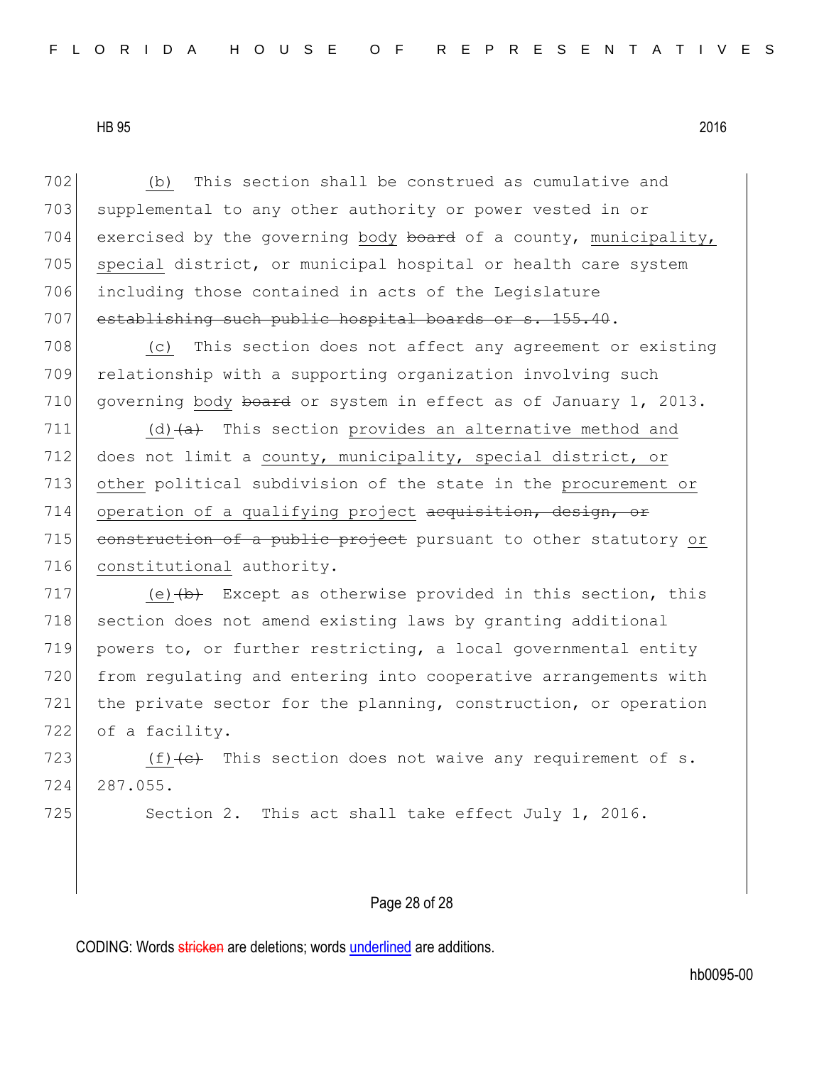(b) This section shall be construed as cumulative and supplemental to any other authority or power vested in or exercised by the governing body ~~board~~ of a county, municipality, special district, or municipal hospital or health care system including those contained in acts of the Legislature ~~establishing such public hospital boards or s. 155.40~~.

(c) This section does not affect any agreement or existing relationship with a supporting organization involving such governing body ~~board~~ or system in effect as of January 1, 2013.

(d)~~(a)~~ This section provides an alternative method and does not limit a county, municipality, special district, or other political subdivision of the state in the procurement or operation of a qualifying project ~~acquisition, design, or construction of a public project~~ pursuant to other statutory or constitutional authority.

(e)~~(b)~~ Except as otherwise provided in this section, this section does not amend existing laws by granting additional powers to, or further restricting, a local governmental entity from regulating and entering into cooperative arrangements with the private sector for the planning, construction, or operation of a facility.

(f)~~(c)~~ This section does not waive any requirement of s. 287.055.

Section 2. This act shall take effect July 1, 2016.